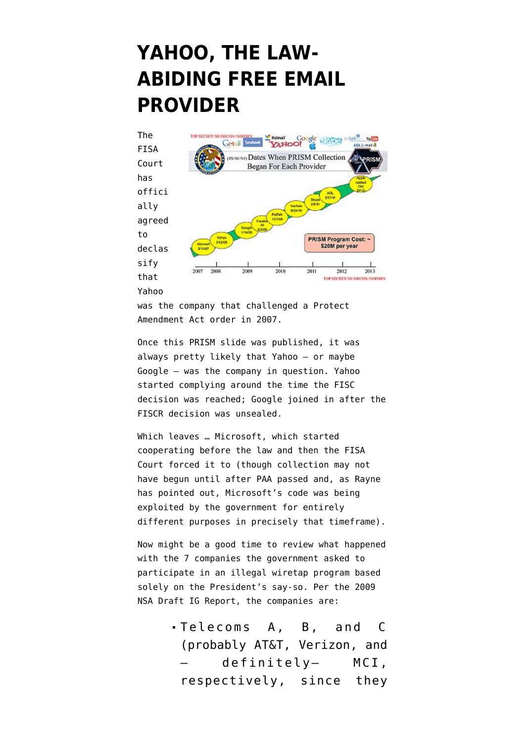# YAHOO, THE LAW-ABIDING FREE EMAIL PROVIDER

The FISA Court has officially agreed to declassify that Yahoo was the company that challenged a Protect Amendment Act order in 2007.

Once this PRISM slide was published, it was always pretty likely that Yahoo — or maybe Google — was the company in question. Yahoo started complying around the time the FISC decision was reached; Google joined in after the FISCR decision was unsealed.

Which leaves … Microsoft, which started cooperating before the law and then the FISA Court forced it to (though collection may not have begun until after PAA passed and, as Rayne has pointed out, Microsoft's code was being exploited by the government for entirely different purposes in precisely that timeframe).

Now might be a good time to review what happened with the 7 companies the government asked to participate in an illegal wiretap program based solely on the President's say-so. Per the 2009 NSA Draft IG Report, the companies are:

- Telecoms A, B, and C (probably AT&T, Verizon, and — definitely— MCI, respectively, since they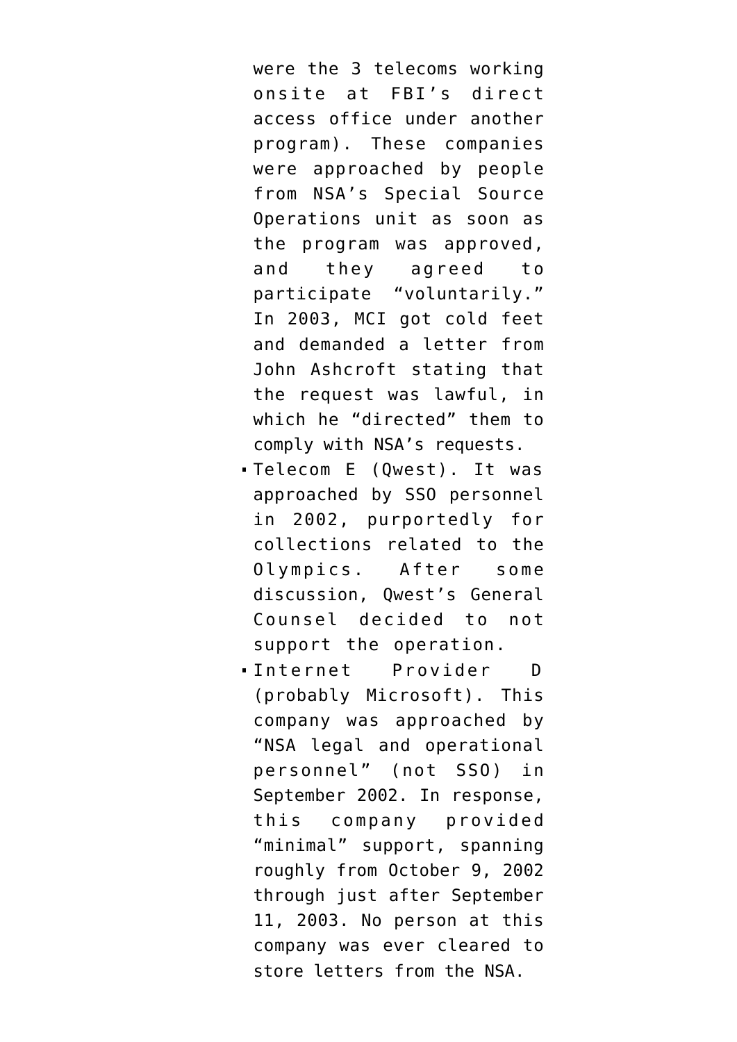were the 3 telecoms working onsite at FBI's direct access office under another program). These companies were approached by people from NSA's Special Source Operations unit as soon as the program was approved, and they agreed to participate "voluntarily." In 2003, MCI got cold feet and demanded a letter from John Ashcroft stating that the request was lawful, in which he "directed" them to comply with NSA's requests.

- Telecom E (Qwest). It was approached by SSO personnel in 2002, purportedly for collections related to the Olympics. After some discussion, Qwest's General Counsel decided to not support the operation.
- Internet Provider D (probably Microsoft). This company was approached by "NSA legal and operational personnel" (not SSO) in September 2002. In response, this company provided "minimal" support, spanning roughly from October 9, 2002 through just after September 11, 2003. No person at this company was ever cleared to store letters from the NSA.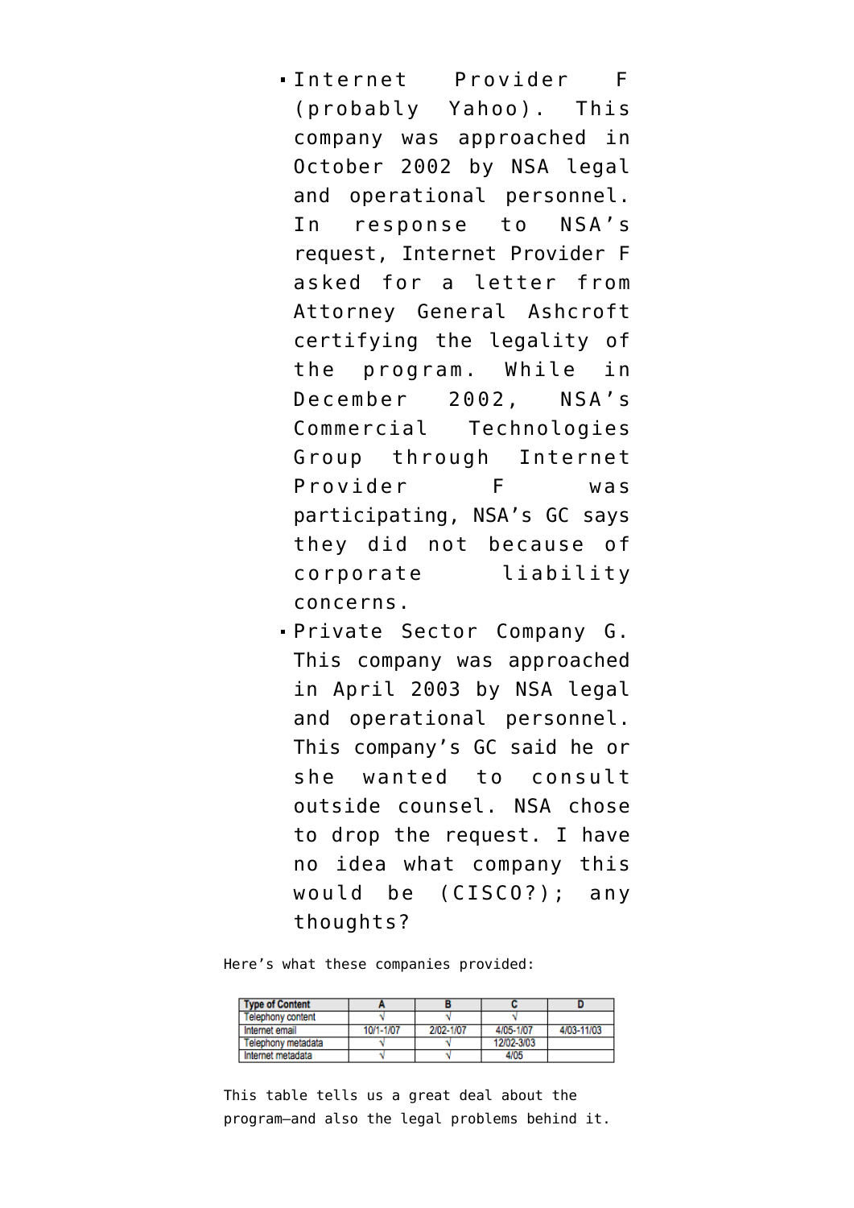- Internet Provider F (probably Yahoo). This company was approached in October 2002 by NSA legal and operational personnel. In response to NSA's request, Internet Provider F asked for a letter from Attorney General Ashcroft certifying the legality of the program. While in December 2002, NSA's Commercial Technologies Group through Internet Provider F was participating, NSA's GC says they did not because of corporate liability concerns.
- Private Sector Company G. This company was approached in April 2003 by NSA legal and operational personnel. This company's GC said he or she wanted to consult outside counsel. NSA chose to drop the request. I have no idea what company this would be (CISCO?); any thoughts?

Here's what these companies provided:

| Type of Content | A | B | C | D |
|---|---|---|---|---|
| Telephony content | √ | √ | √ | |
| Internet email | 10/1-1/07 | 2/02-1/07 | 4/05-1/07 | 4/03-11/03 |
| Telephony metadata | √ | √ | 12/02-3/03 | |
| Internet metadata | √ | √ | 4/05 | |

This table tells us a great deal about the program—and also the legal problems behind it.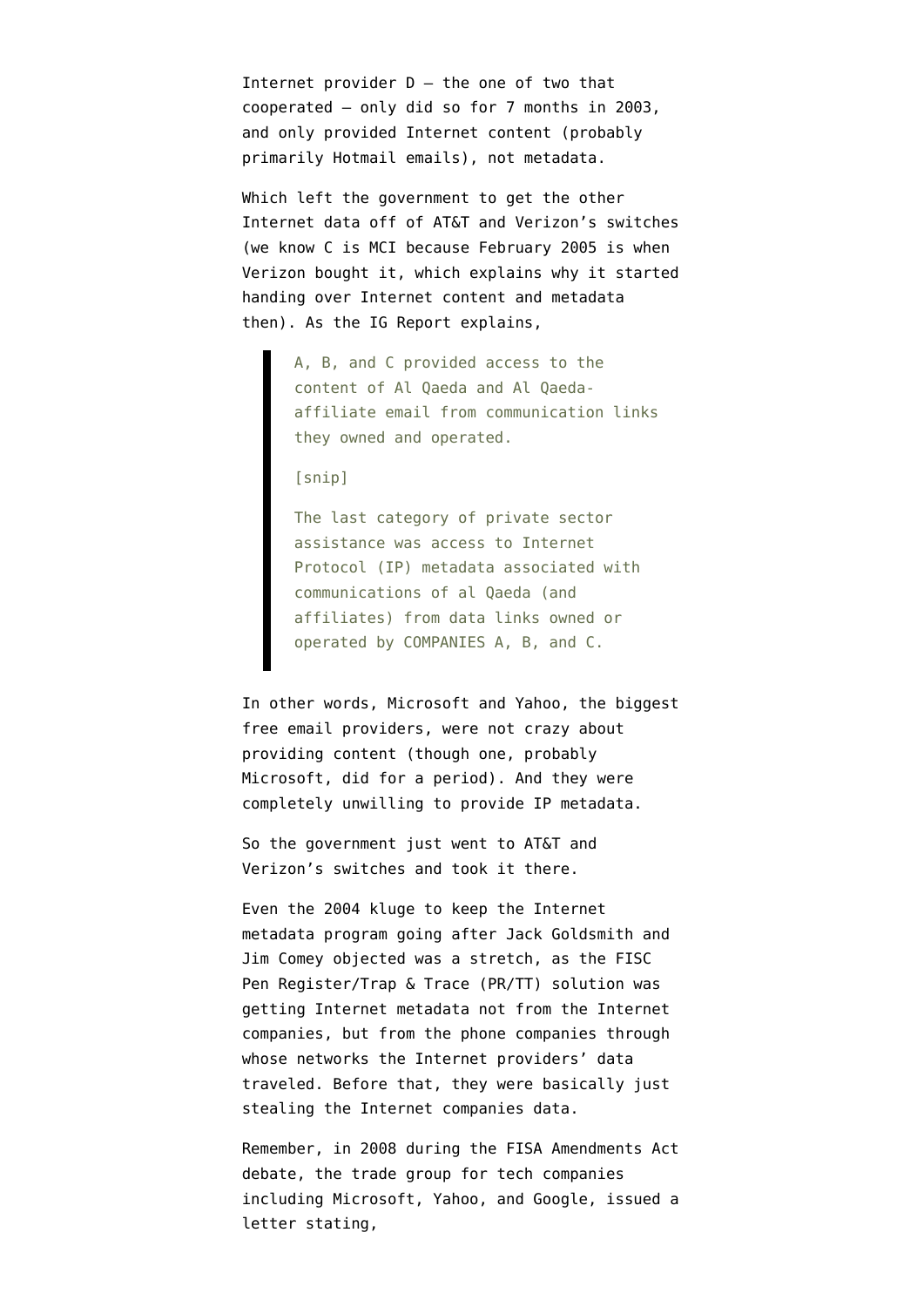Internet provider D — the one of two that cooperated — only did so for 7 months in 2003, and only provided Internet content (probably primarily Hotmail emails), not metadata.

Which left the government to get the other Internet data off of AT&T and Verizon's switches (we know C is MCI because February 2005 is when Verizon bought it, which explains why it started handing over Internet content and metadata then). As the IG Report explains,

> A, B, and C provided access to the content of Al Qaeda and Al Qaeda-affiliate email from communication links they owned and operated.
>
> [snip]
>
> The last category of private sector assistance was access to Internet Protocol (IP) metadata associated with communications of al Qaeda (and affiliates) from data links owned or operated by COMPANIES A, B, and C.

In other words, Microsoft and Yahoo, the biggest free email providers, were not crazy about providing content (though one, probably Microsoft, did for a period). And they were completely unwilling to provide IP metadata.

So the government just went to AT&T and Verizon's switches and took it there.

Even the 2004 kluge to keep the Internet metadata program going after Jack Goldsmith and Jim Comey objected was a stretch, as the FISC Pen Register/Trap & Trace (PR/TT) solution was getting Internet metadata not from the Internet companies, but from the phone companies through whose networks the Internet providers' data traveled. Before that, they were basically just stealing the Internet companies data.

Remember, in 2008 during the FISA Amendments Act debate, the trade group for tech companies including Microsoft, Yahoo, and Google, issued a letter stating,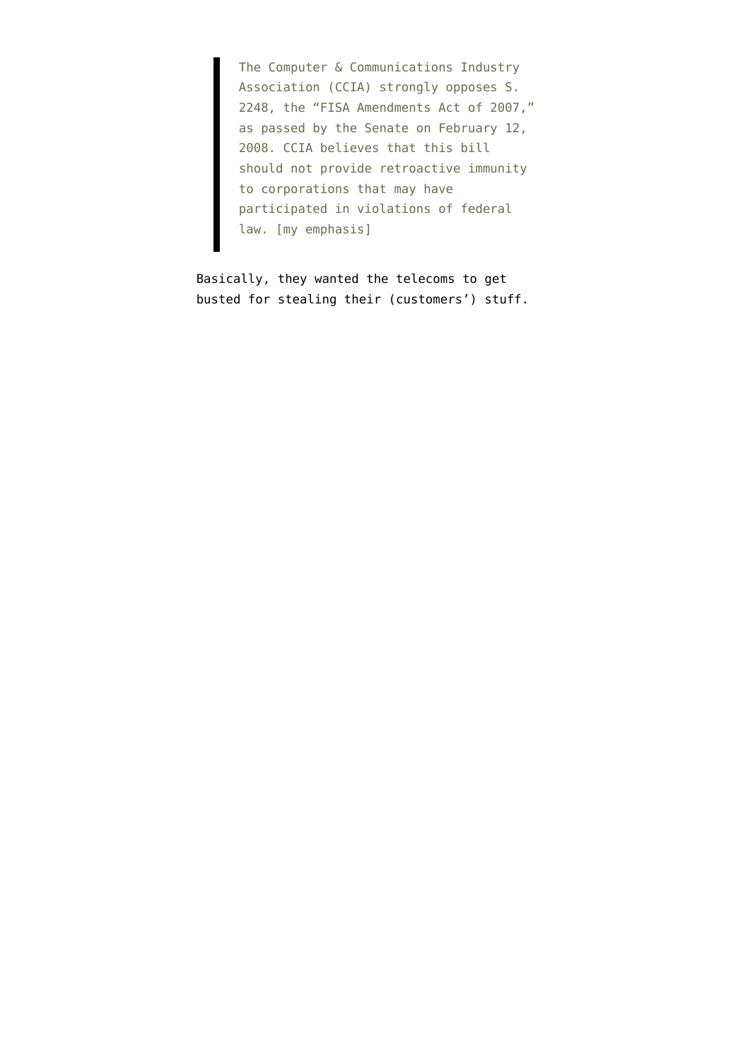> The Computer & Communications Industry Association (CCIA) strongly opposes S. 2248, the "FISA Amendments Act of 2007," as passed by the Senate on February 12, 2008. CCIA believes that this bill should not provide retroactive immunity to corporations that may have participated in violations of federal law. [my emphasis]

Basically, they wanted the telecoms to get busted for stealing their (customers') stuff.